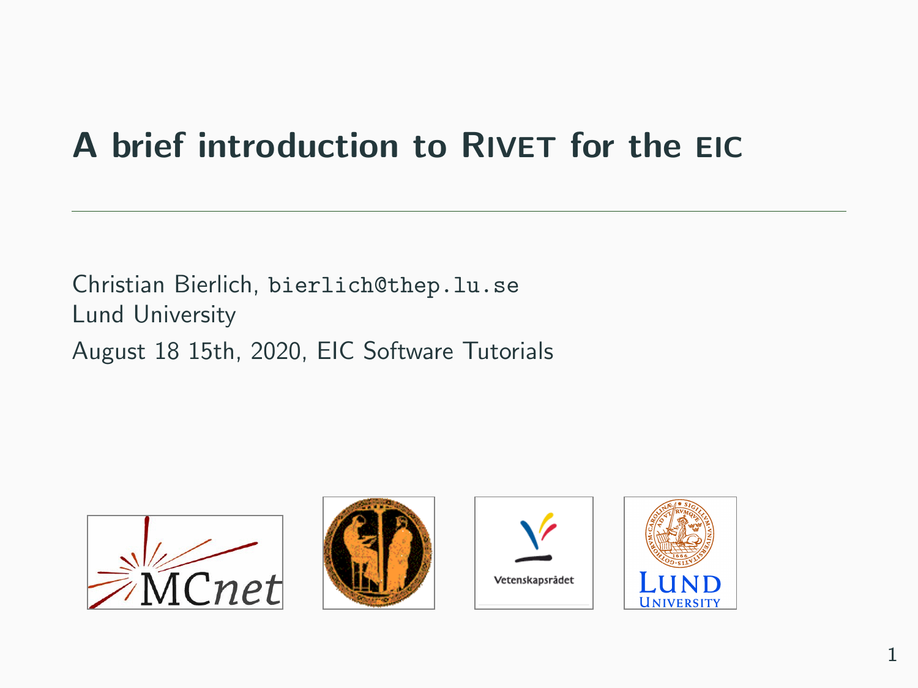# A brief introduction to Rivet for the EIC

Christian Bierlich, bierlich@thep.lu.se
Lund University

August 18 15th, 2020, EIC Software Tutorials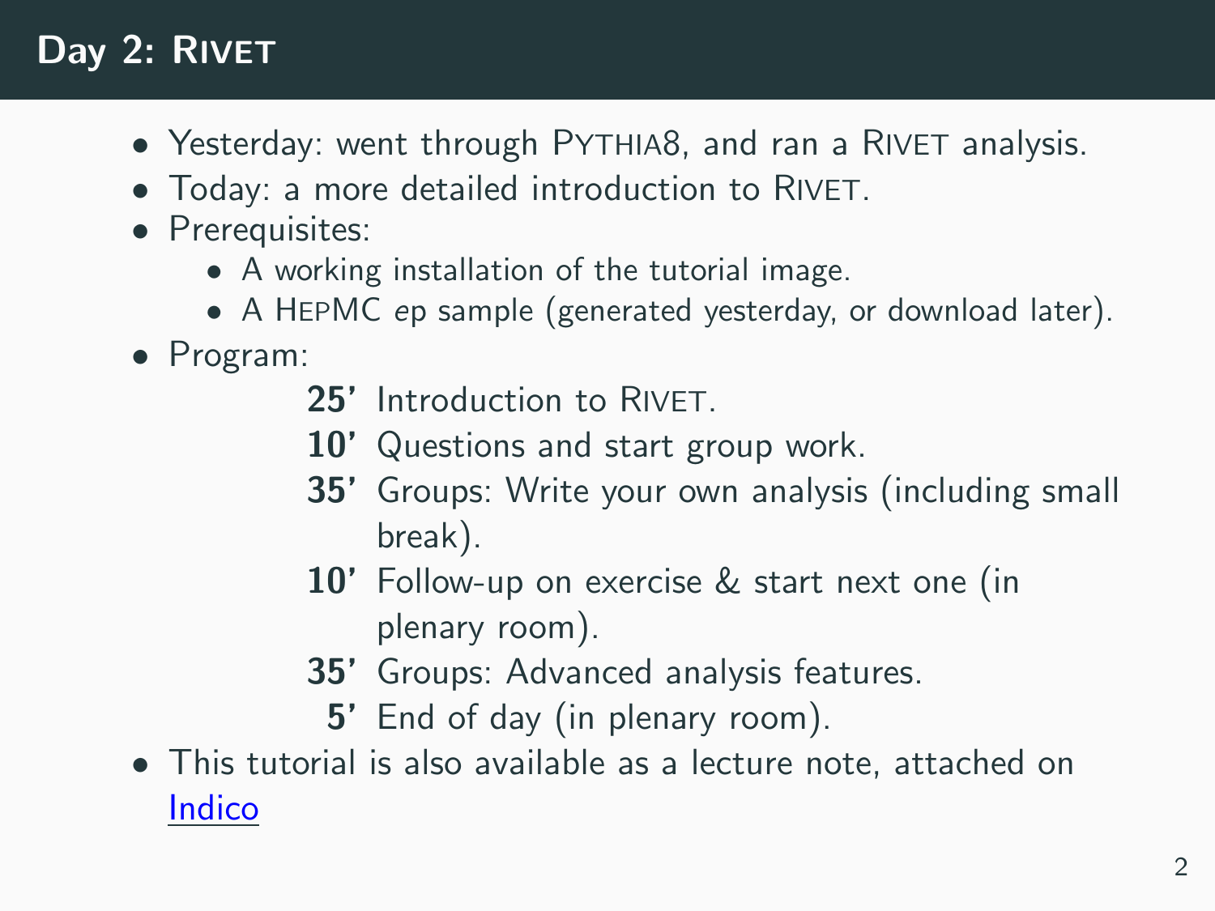# Day 2: Rivet

- Yesterday: went through Pythia8, and ran a Rivet analysis.
- Today: a more detailed introduction to Rivet.
- Prerequisites:
  - A working installation of the tutorial image.
  - A HepMC *ep* sample (generated yesterday, or download later).
- Program:
  - **25'** Introduction to Rivet.
  - **10'** Questions and start group work.
  - **35'** Groups: Write your own analysis (including small break).
  - **10'** Follow-up on exercise & start next one (in plenary room).
  - **35'** Groups: Advanced analysis features.
  - **5'** End of day (in plenary room).
- This tutorial is also available as a lecture note, attached on Indico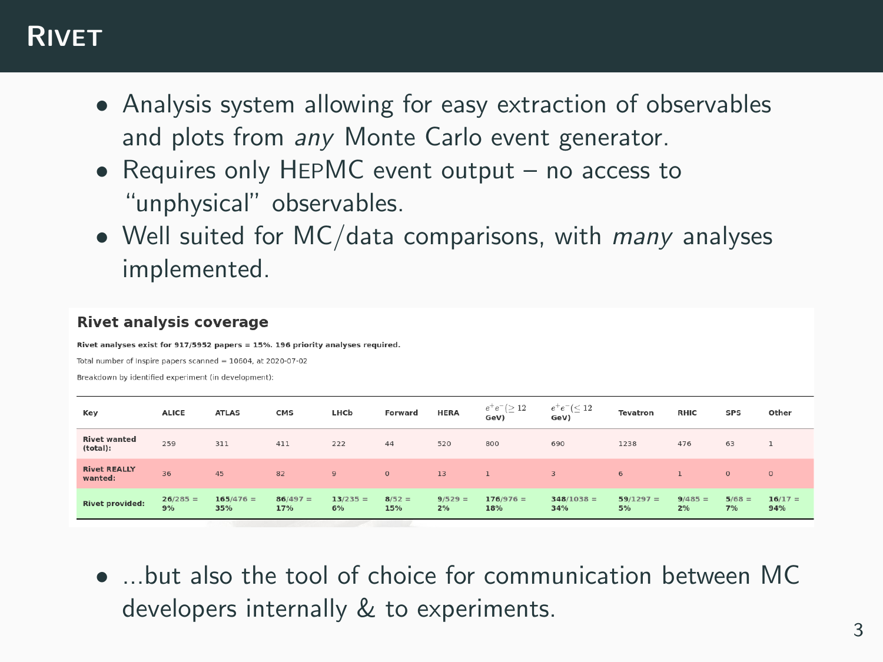# Rivet

- Analysis system allowing for easy extraction of observables and plots from *any* Monte Carlo event generator.
- Requires only HepMC event output – no access to "unphysical" observables.
- Well suited for MC/data comparisons, with *many* analyses implemented.

## Rivet analysis coverage

**Rivet analyses exist for 917/5952 papers = 15%. 196 priority analyses required.**

Total number of Inspire papers scanned = 10604, at 2020-07-02

Breakdown by identified experiment (in development):

| Key | ALICE | ATLAS | CMS | LHCb | Forward | HERA | $e^+e^-(\geq 12$ GeV) | $e^+e^-(\leq 12$ GeV) | Tevatron | RHIC | SPS | Other |
|---|---|---|---|---|---|---|---|---|---|---|---|---|
| **Rivet wanted (total):** | 259 | 311 | 411 | 222 | 44 | 520 | 800 | 690 | 1238 | 476 | 63 | 1 |
| **Rivet REALLY wanted:** | 36 | 45 | 82 | 9 | 0 | 13 | 1 | 3 | 6 | 1 | 0 | 0 |
| **Rivet provided:** | 26/285 = 9% | 165/476 = 35% | 86/497 = 17% | 13/235 = 6% | 8/52 = 15% | 9/529 = 2% | 176/976 = 18% | 348/1038 = 34% | 59/1297 = 5% | 9/485 = 2% | 5/68 = 7% | 16/17 = 94% |

- ...but also the tool of choice for communication between MC developers internally & to experiments.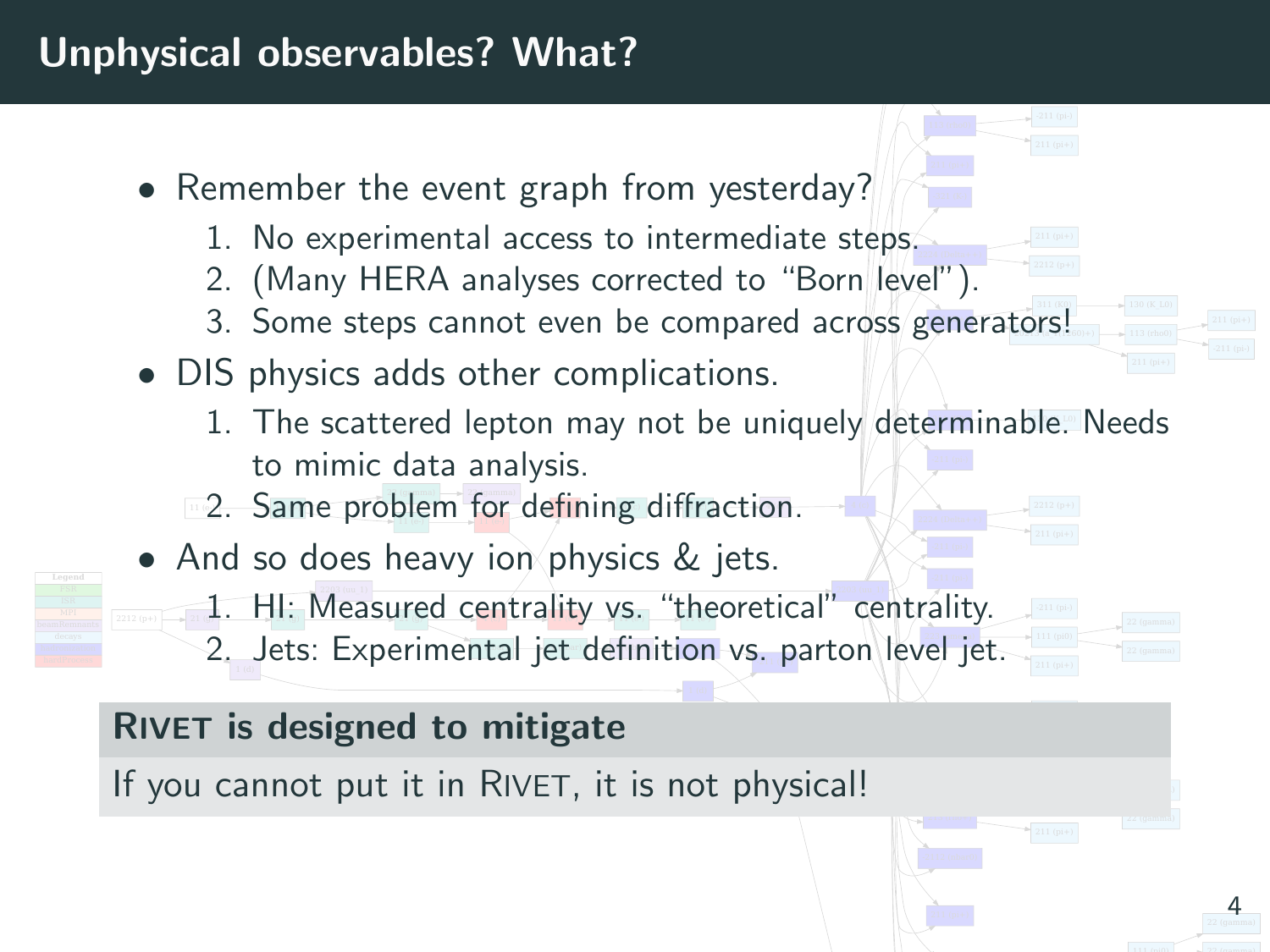# Unphysical observables? What?

- Remember the event graph from yesterday?
  1. No experimental access to intermediate steps.
  2. (Many HERA analyses corrected to "Born level").
  3. Some steps cannot even be compared across generators!
- DIS physics adds other complications.
  1. The scattered lepton may not be uniquely determinable. Needs to mimic data analysis.
  2. Same problem for defining diffraction.
- And so does heavy ion physics & jets.
  1. HI: Measured centrality vs. "theoretical" centrality.
  2. Jets: Experimental jet definition vs. parton level jet.

**Rivet is designed to mitigate**

If you cannot put it in Rivet, it is not physical!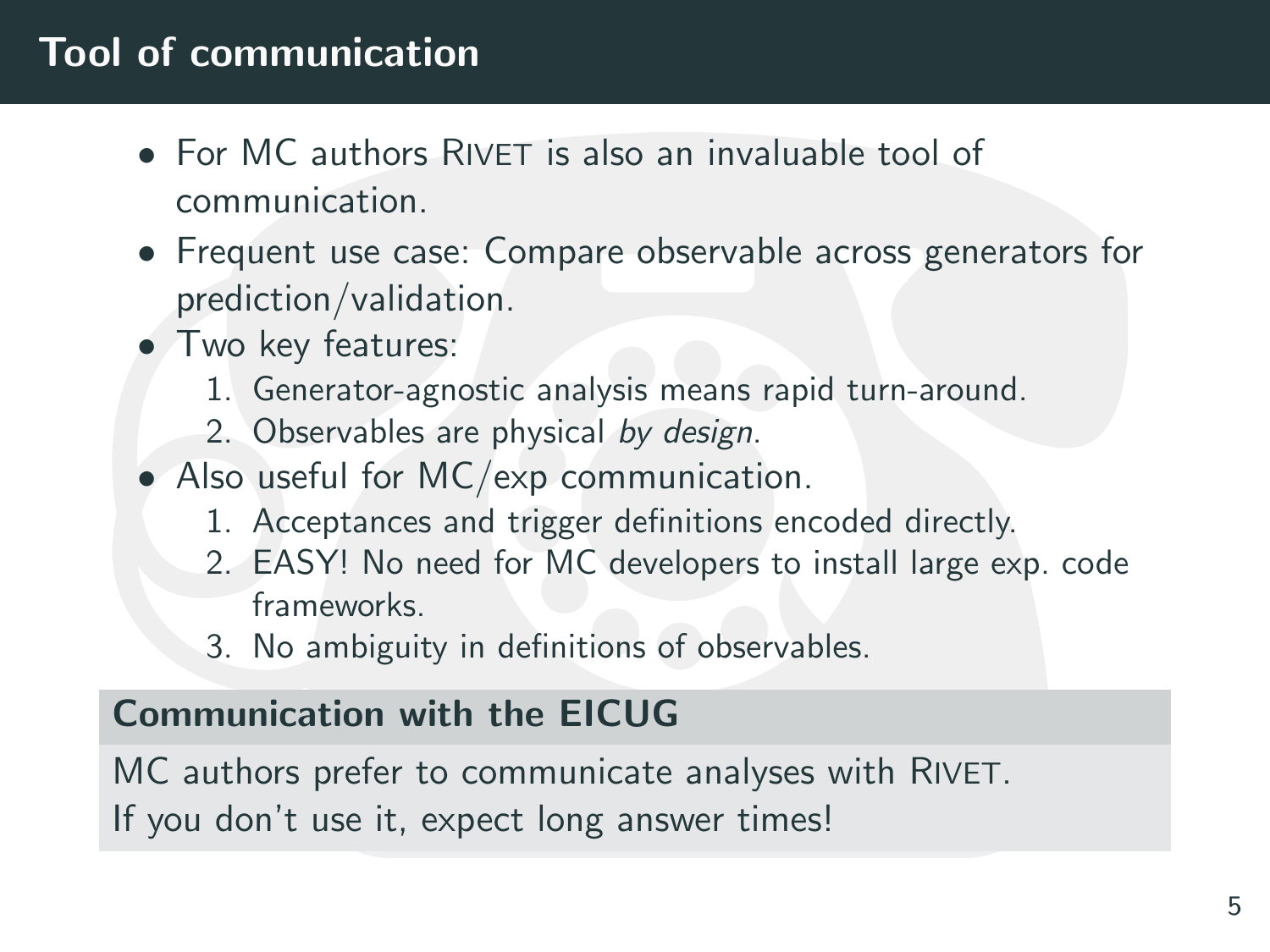# Tool of communication

- For MC authors RIVET is also an invaluable tool of communication.
- Frequent use case: Compare observable across generators for prediction/validation.
- Two key features:
  1. Generator-agnostic analysis means rapid turn-around.
  2. Observables are physical *by design*.
- Also useful for MC/exp communication.
  1. Acceptances and trigger definitions encoded directly.
  2. EASY! No need for MC developers to install large exp. code frameworks.
  3. No ambiguity in definitions of observables.

**Communication with the EICUG**

MC authors prefer to communicate analyses with RIVET.
If you don't use it, expect long answer times!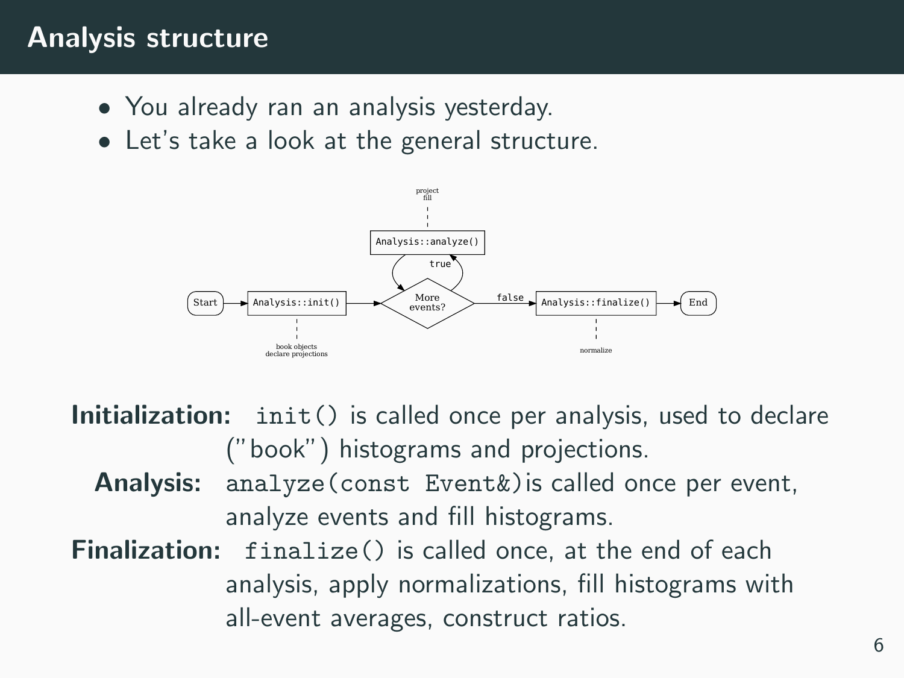# Analysis structure

- You already ran an analysis yesterday.
- Let's take a look at the general structure.

**Initialization:** `init()` is called once per analysis, used to declare ("book") histograms and projections.

**Analysis:** `analyze(const Event&)` is called once per event, analyze events and fill histograms.

**Finalization:** `finalize()` is called once, at the end of each analysis, apply normalizations, fill histograms with all-event averages, construct ratios.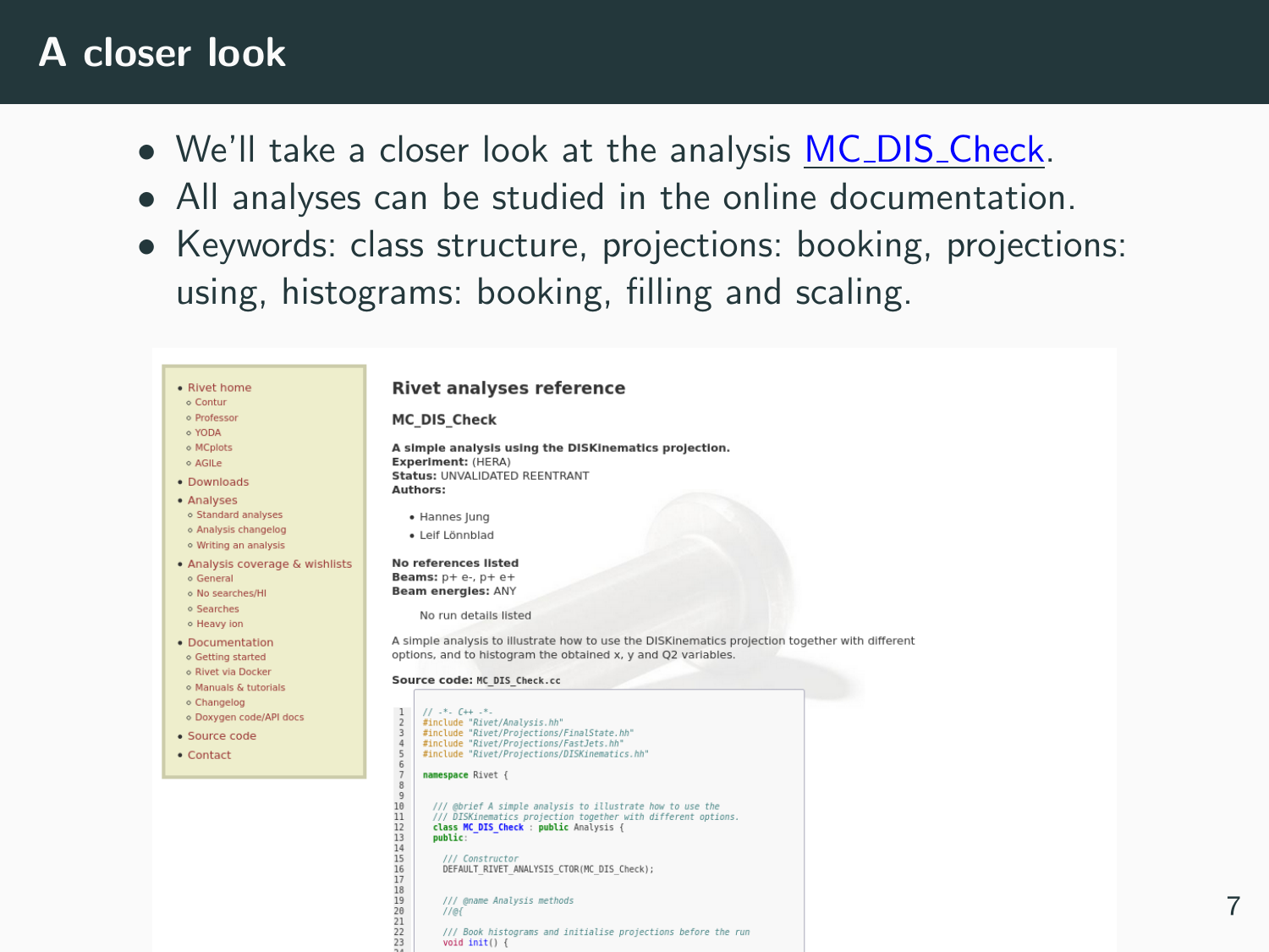# A closer look

- We'll take a closer look at the analysis MC_DIS_Check.
- All analyses can be studied in the online documentation.
- Keywords: class structure, projections: booking, projections: using, histograms: booking, filling and scaling.

- Rivet home
  - Contur
  - Professor
  - YODA
  - MCplots
  - AGILe
- Downloads
- Analyses
  - Standard analyses
  - Analysis changelog
  - Writing an analysis
- Analysis coverage & wishlists
  - General
  - No searches/HI
  - Searches
  - Heavy ion
- Documentation
  - Getting started
  - Rivet via Docker
  - Manuals & tutorials
  - Changelog
  - Doxygen code/API docs
- Source code
- Contact

## Rivet analyses reference

### MC_DIS_Check

**A simple analysis using the DISKinematics projection.**
**Experiment:** (HERA)
**Status:** UNVALIDATED REENTRANT
**Authors:**

- Hannes Jung
- Leif Lönnblad

**No references listed**
**Beams:** p+ e-, p+ e+
**Beam energies:** ANY

No run details listed

A simple analysis to illustrate how to use the DISKinematics projection together with different options, and to histogram the obtained x, y and Q2 variables.

**Source code:** MC_DIS_Check.cc

```
1  // -*- C++ -*-
2  #include "Rivet/Analysis.hh"
3  #include "Rivet/Projections/FinalState.hh"
4  #include "Rivet/Projections/FastJets.hh"
5  #include "Rivet/Projections/DISKinematics.hh"
6
7  namespace Rivet {
8
9
10   /// @brief A simple analysis to illustrate how to use the
11   /// DISKinematics projection together with different options.
12   class MC_DIS_Check : public Analysis {
13   public:
14
15     /// Constructor
16     DEFAULT_RIVET_ANALYSIS_CTOR(MC_DIS_Check);
17
18
19     /// @name Analysis methods
20     //@{
21
22     /// Book histograms and initialise projections before the run
23     void init() {
```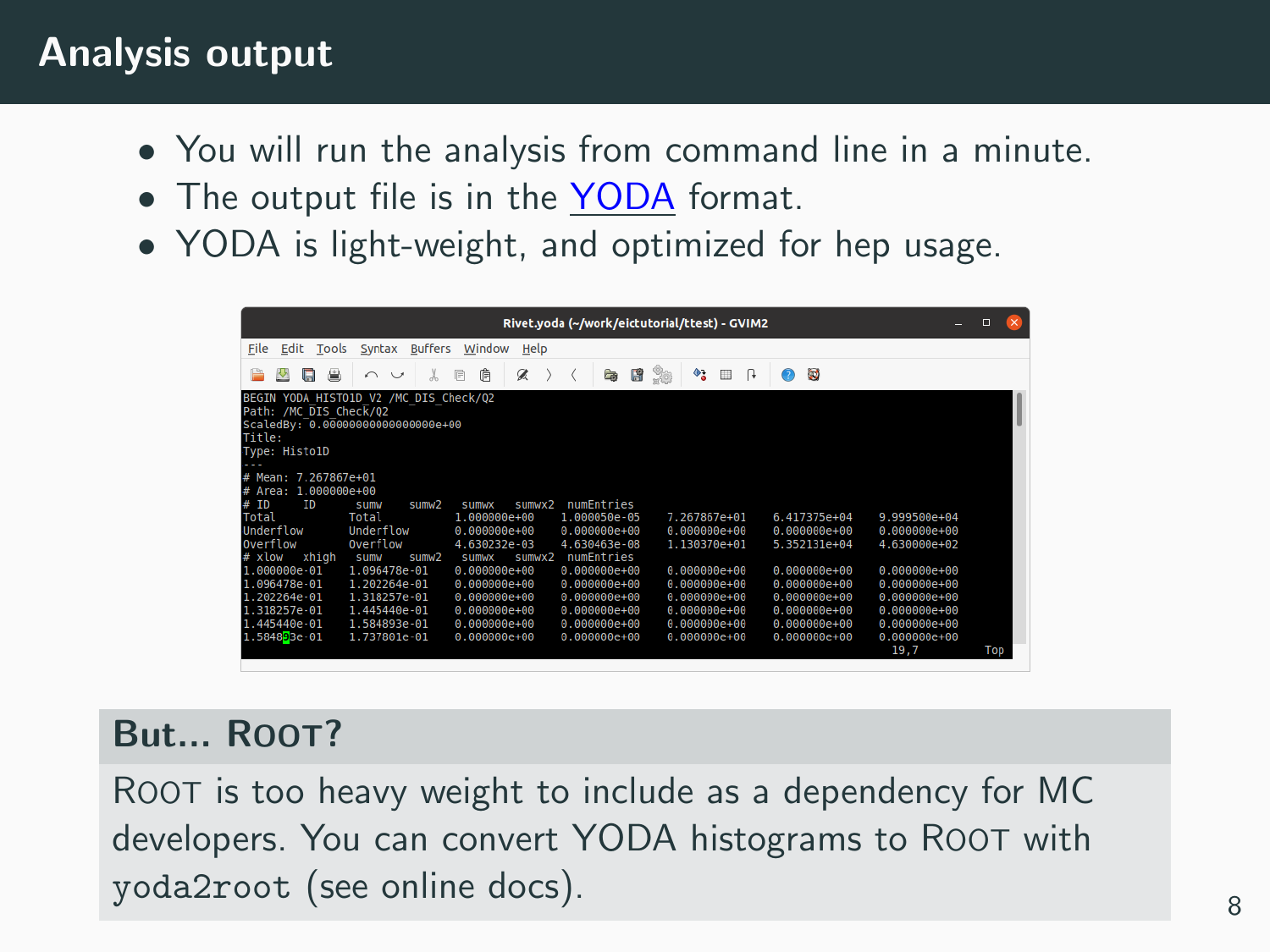# Analysis output

- You will run the analysis from command line in a minute.
- The output file is in the YODA format.
- YODA is light-weight, and optimized for hep usage.

```
BEGIN YODA_HISTO1D_V2 /MC_DIS_Check/Q2
Path: /MC_DIS_Check/Q2
ScaledBy: 0.00000000000000000e+00
Title:
Type: Histo1D
---
# Mean: 7.267867e+01
# Area: 1.000000e+00
# ID     ID       sumw     sumw2    sumwx    sumwx2   numEntries
Total          Total          1.000000e+00    1.000050e-05    7.267867e+01    6.417375e+04    9.999500e+04
Underflow      Underflow      0.000000e+00    0.000000e+00    0.000000e+00    0.000000e+00    0.000000e+00
Overflow       Overflow       4.630232e-03    4.630463e-08    1.130370e+01    5.352131e+04    4.630000e+02
# xlow   xhigh    sumw     sumw2    sumwx    sumwx2   numEntries
1.000000e-01   1.096478e-01   0.000000e+00    0.000000e+00    0.000000e+00    0.000000e+00    0.000000e+00
1.096478e-01   1.202264e-01   0.000000e+00    0.000000e+00    0.000000e+00    0.000000e+00    0.000000e+00
1.202264e-01   1.318257e-01   0.000000e+00    0.000000e+00    0.000000e+00    0.000000e+00    0.000000e+00
1.318257e-01   1.445440e-01   0.000000e+00    0.000000e+00    0.000000e+00    0.000000e+00    0.000000e+00
1.445440e-01   1.584893e-01   0.000000e+00    0.000000e+00    0.000000e+00    0.000000e+00    0.000000e+00
1.584893e-01   1.737801e-01   0.000000e+00    0.000000e+00    0.000000e+00    0.000000e+00    0.000000e+00
```

## But... ROOT?

ROOT is too heavy weight to include as a dependency for MC developers. You can convert YODA histograms to ROOT with `yoda2root` (see online docs).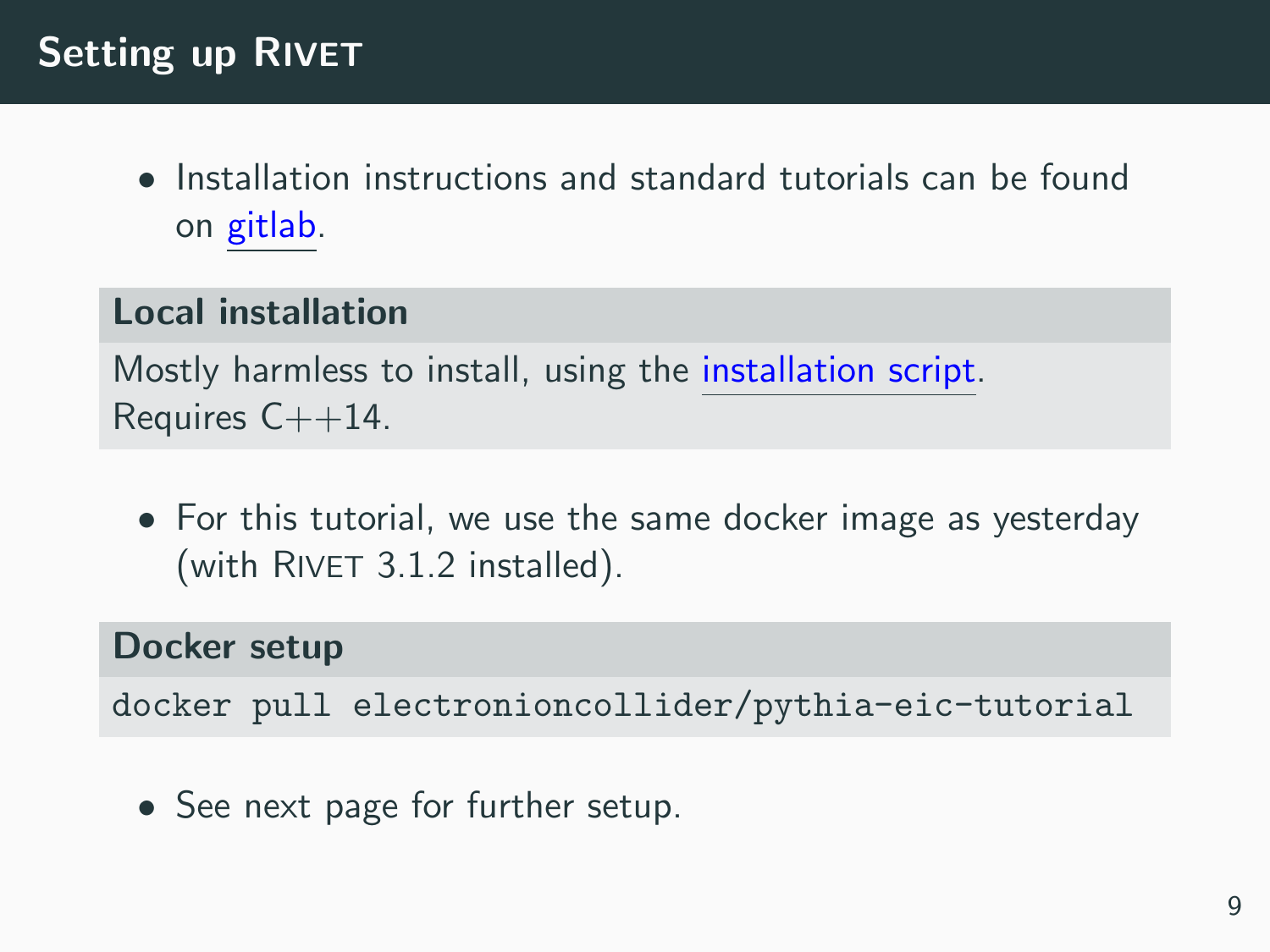# Setting up Rivet

- Installation instructions and standard tutorials can be found on gitlab.

**Local installation**

Mostly harmless to install, using the installation script.
Requires C++14.

- For this tutorial, we use the same docker image as yesterday (with Rivet 3.1.2 installed).

**Docker setup**

```
docker pull electronioncollider/pythia-eic-tutorial
```

- See next page for further setup.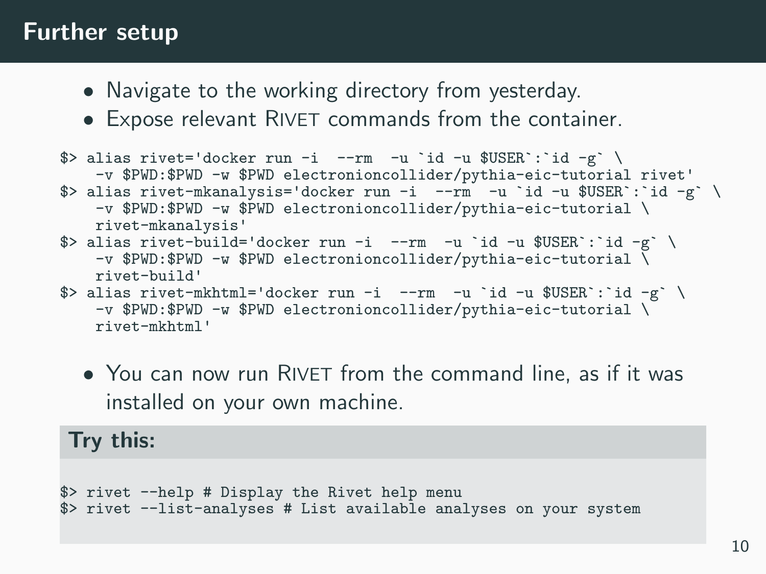# Further setup

- Navigate to the working directory from yesterday.
- Expose relevant RIVET commands from the container.

```
$> alias rivet='docker run -i  --rm  -u `id -u $USER`:`id -g` \
    -v $PWD:$PWD -w $PWD electronioncollider/pythia-eic-tutorial rivet'
$> alias rivet-mkanalysis='docker run -i  --rm  -u `id -u $USER`:`id -g` \
    -v $PWD:$PWD -w $PWD electronioncollider/pythia-eic-tutorial \
    rivet-mkanalysis'
$> alias rivet-build='docker run -i  --rm  -u `id -u $USER`:`id -g` \
    -v $PWD:$PWD -w $PWD electronioncollider/pythia-eic-tutorial \
    rivet-build'
$> alias rivet-mkhtml='docker run -i  --rm  -u `id -u $USER`:`id -g` \
    -v $PWD:$PWD -w $PWD electronioncollider/pythia-eic-tutorial \
    rivet-mkhtml'
```

- You can now run RIVET from the command line, as if it was installed on your own machine.

**Try this:**

```
$> rivet --help # Display the Rivet help menu
$> rivet --list-analyses # List available analyses on your system
```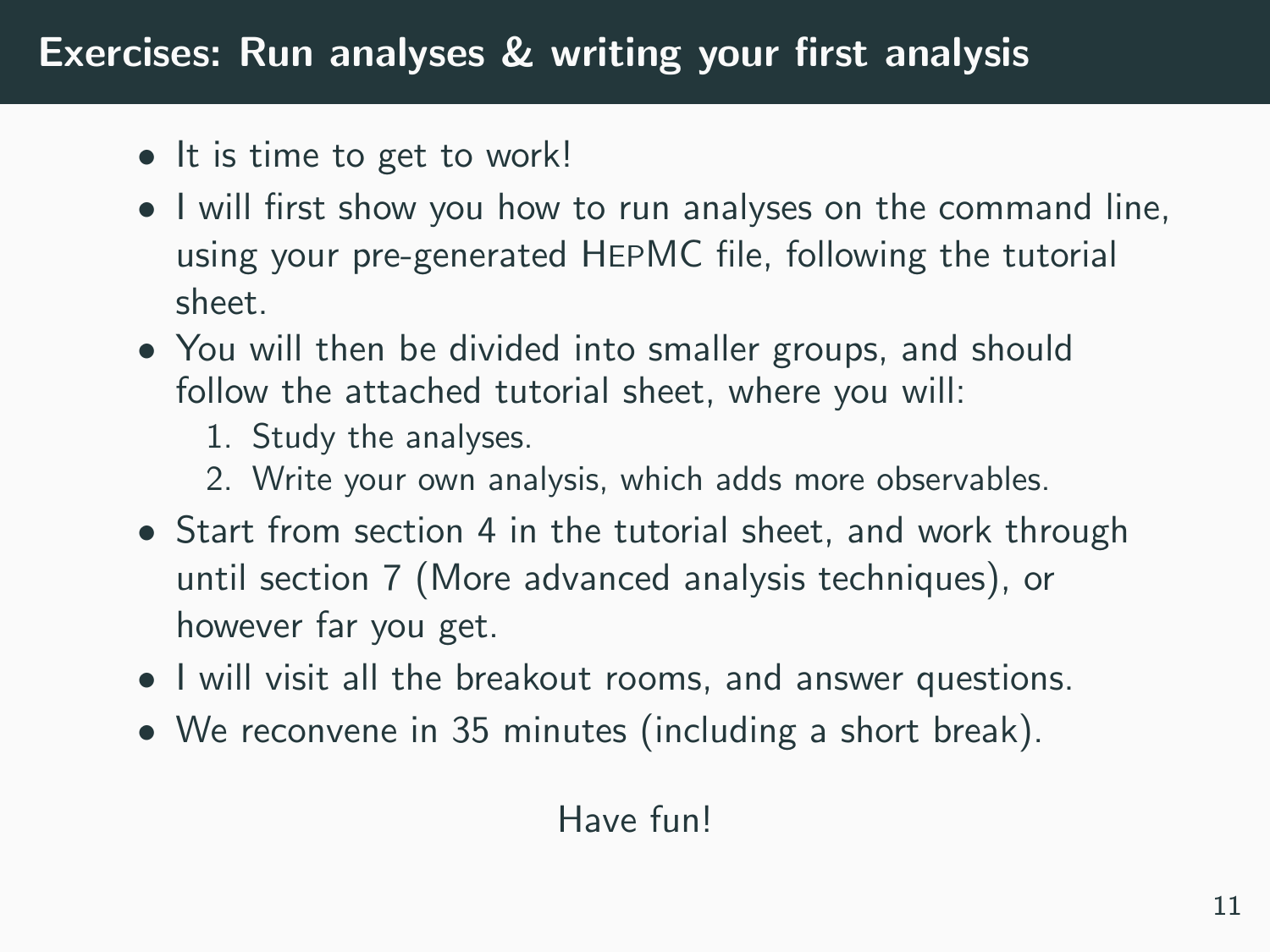# Exercises: Run analyses & writing your first analysis

- It is time to get to work!
- I will first show you how to run analyses on the command line, using your pre-generated HEPMC file, following the tutorial sheet.
- You will then be divided into smaller groups, and should follow the attached tutorial sheet, where you will:
  1. Study the analyses.
  2. Write your own analysis, which adds more observables.
- Start from section 4 in the tutorial sheet, and work through until section 7 (More advanced analysis techniques), or however far you get.
- I will visit all the breakout rooms, and answer questions.
- We reconvene in 35 minutes (including a short break).

Have fun!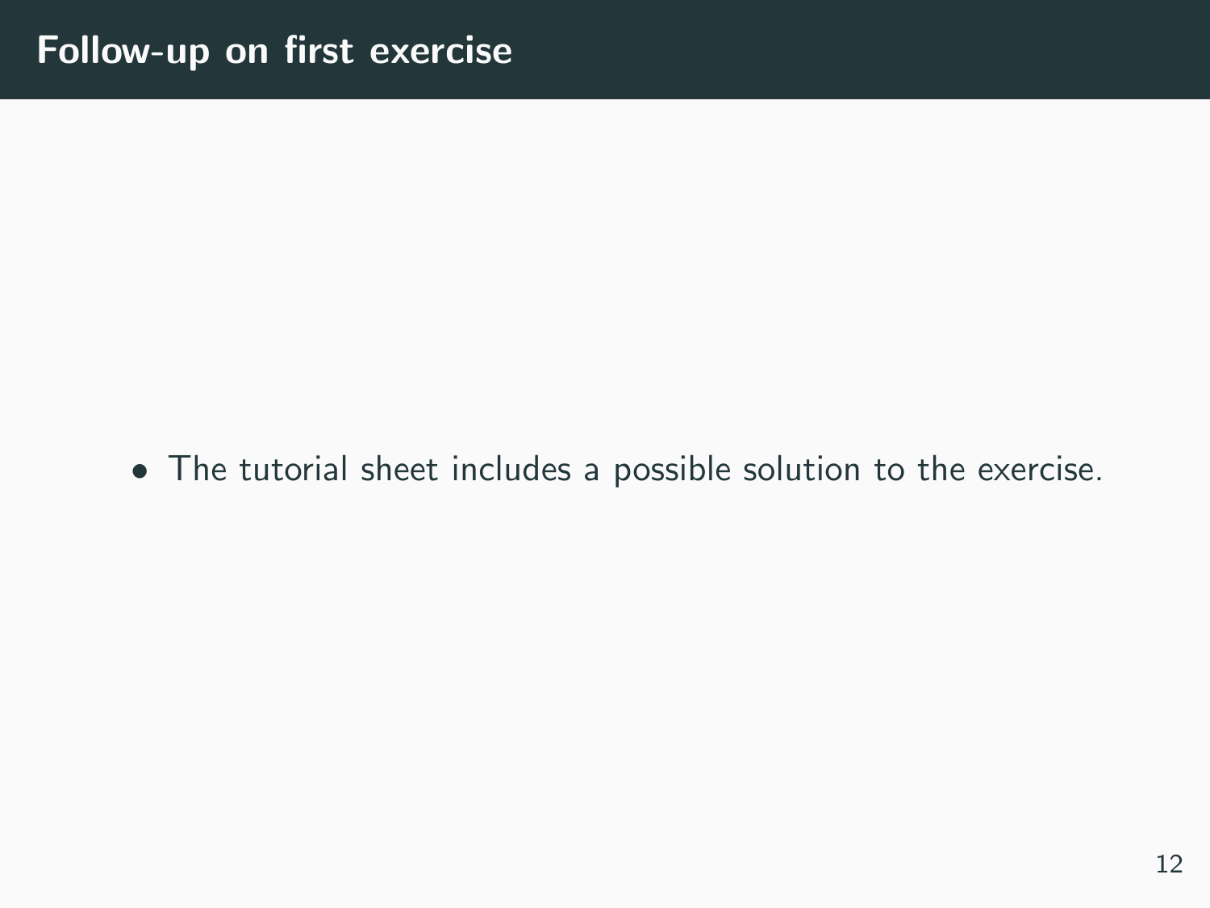# Follow-up on first exercise

- The tutorial sheet includes a possible solution to the exercise.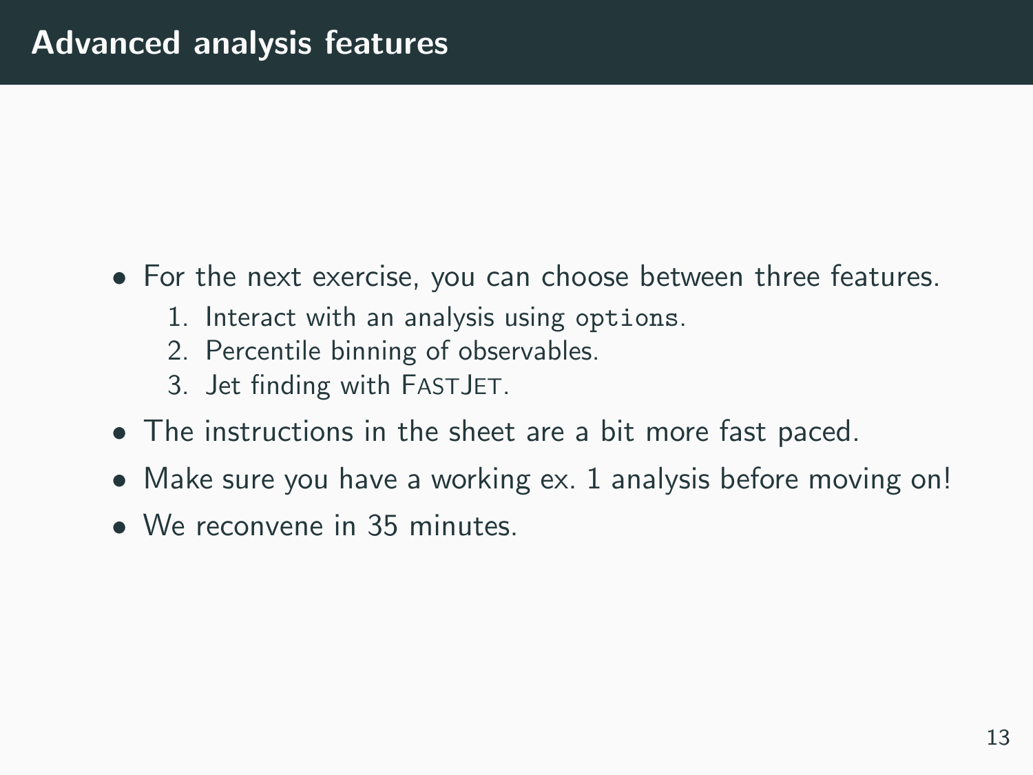# Advanced analysis features

- For the next exercise, you can choose between three features.
  1. Interact with an analysis using `options`.
  2. Percentile binning of observables.
  3. Jet finding with FastJet.
- The instructions in the sheet are a bit more fast paced.
- Make sure you have a working ex. 1 analysis before moving on!
- We reconvene in 35 minutes.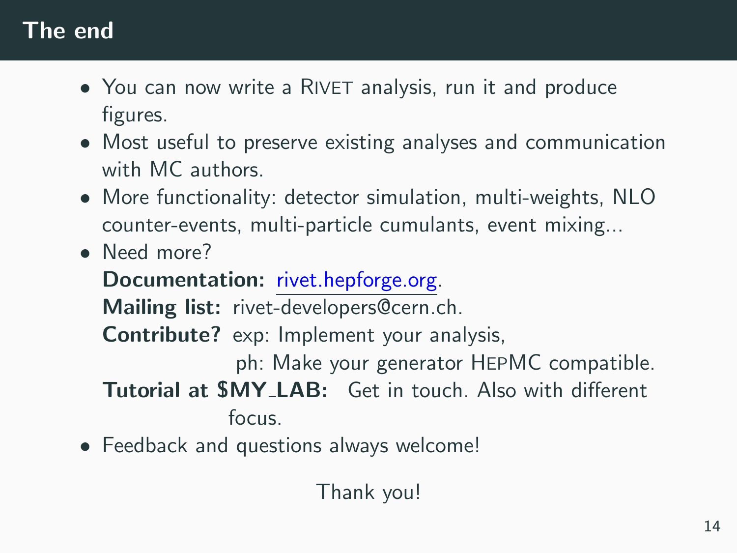# The end

- You can now write a RIVET analysis, run it and produce figures.
- Most useful to preserve existing analyses and communication with MC authors.
- More functionality: detector simulation, multi-weights, NLO counter-events, multi-particle cumulants, event mixing...
- Need more?
  **Documentation:** [rivet.hepforge.org](rivet.hepforge.org).
  **Mailing list:** rivet-developers@cern.ch.
  **Contribute?** exp: Implement your analysis,
  ph: Make your generator HEPMC compatible.
  **Tutorial at $MY_LAB:** Get in touch. Also with different focus.
- Feedback and questions always welcome!

Thank you!